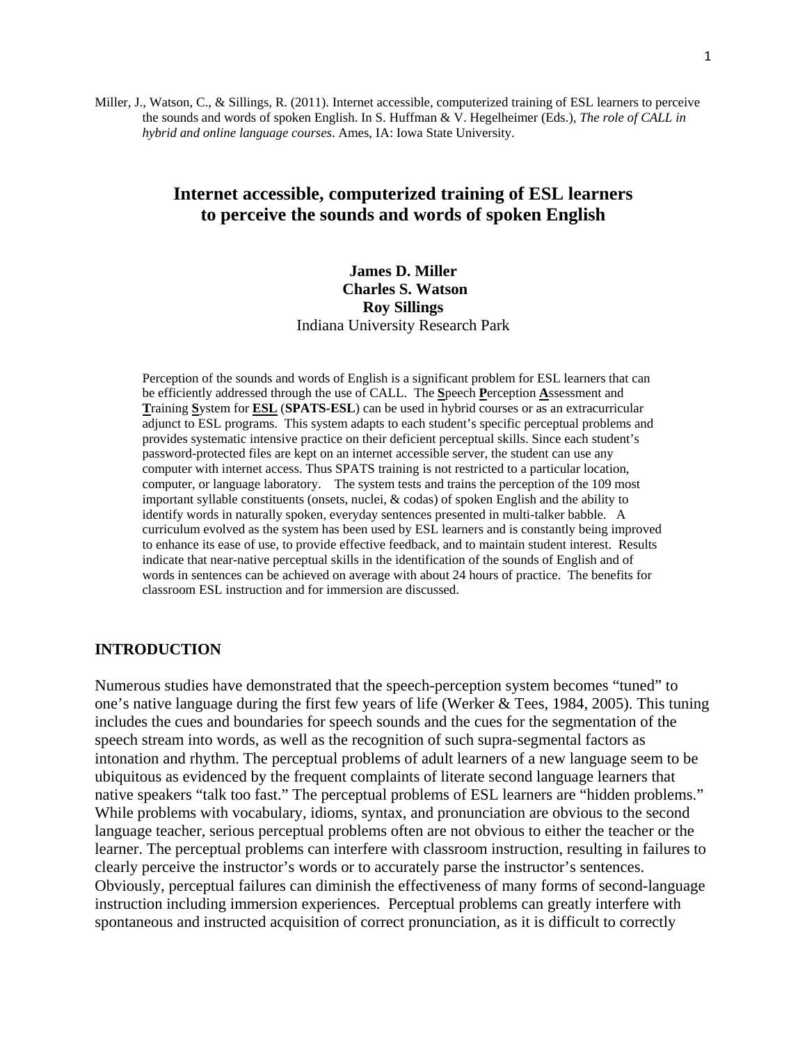Miller, J., Watson, C., & Sillings, R. (2011). Internet accessible, computerized training of ESL learners to perceive the sounds and words of spoken English. In S. Huffman & V. Hegelheimer (Eds.), *The role of CALL in hybrid and online language courses*. Ames, IA: Iowa State University.

# Internet accessible, computerized training of ESL learners to perceive the sounds and words of spoken English

**James D. Miller**
**Charles S. Watson**
**Roy Sillings**
Indiana University Research Park

Perception of the sounds and words of English is a significant problem for ESL learners that can be efficiently addressed through the use of CALL. The **S**peech **P**erception **A**ssessment and **T**raining **S**ystem for **ESL** (**SPATS-ESL**) can be used in hybrid courses or as an extracurricular adjunct to ESL programs. This system adapts to each student's specific perceptual problems and provides systematic intensive practice on their deficient perceptual skills. Since each student's password-protected files are kept on an internet accessible server, the student can use any computer with internet access. Thus SPATS training is not restricted to a particular location, computer, or language laboratory. The system tests and trains the perception of the 109 most important syllable constituents (onsets, nuclei, & codas) of spoken English and the ability to identify words in naturally spoken, everyday sentences presented in multi-talker babble. A curriculum evolved as the system has been used by ESL learners and is constantly being improved to enhance its ease of use, to provide effective feedback, and to maintain student interest. Results indicate that near-native perceptual skills in the identification of the sounds of English and of words in sentences can be achieved on average with about 24 hours of practice. The benefits for classroom ESL instruction and for immersion are discussed.

## INTRODUCTION

Numerous studies have demonstrated that the speech-perception system becomes "tuned" to one's native language during the first few years of life (Werker & Tees, 1984, 2005). This tuning includes the cues and boundaries for speech sounds and the cues for the segmentation of the speech stream into words, as well as the recognition of such supra-segmental factors as intonation and rhythm. The perceptual problems of adult learners of a new language seem to be ubiquitous as evidenced by the frequent complaints of literate second language learners that native speakers "talk too fast." The perceptual problems of ESL learners are "hidden problems." While problems with vocabulary, idioms, syntax, and pronunciation are obvious to the second language teacher, serious perceptual problems often are not obvious to either the teacher or the learner. The perceptual problems can interfere with classroom instruction, resulting in failures to clearly perceive the instructor's words or to accurately parse the instructor's sentences. Obviously, perceptual failures can diminish the effectiveness of many forms of second-language instruction including immersion experiences. Perceptual problems can greatly interfere with spontaneous and instructed acquisition of correct pronunciation, as it is difficult to correctly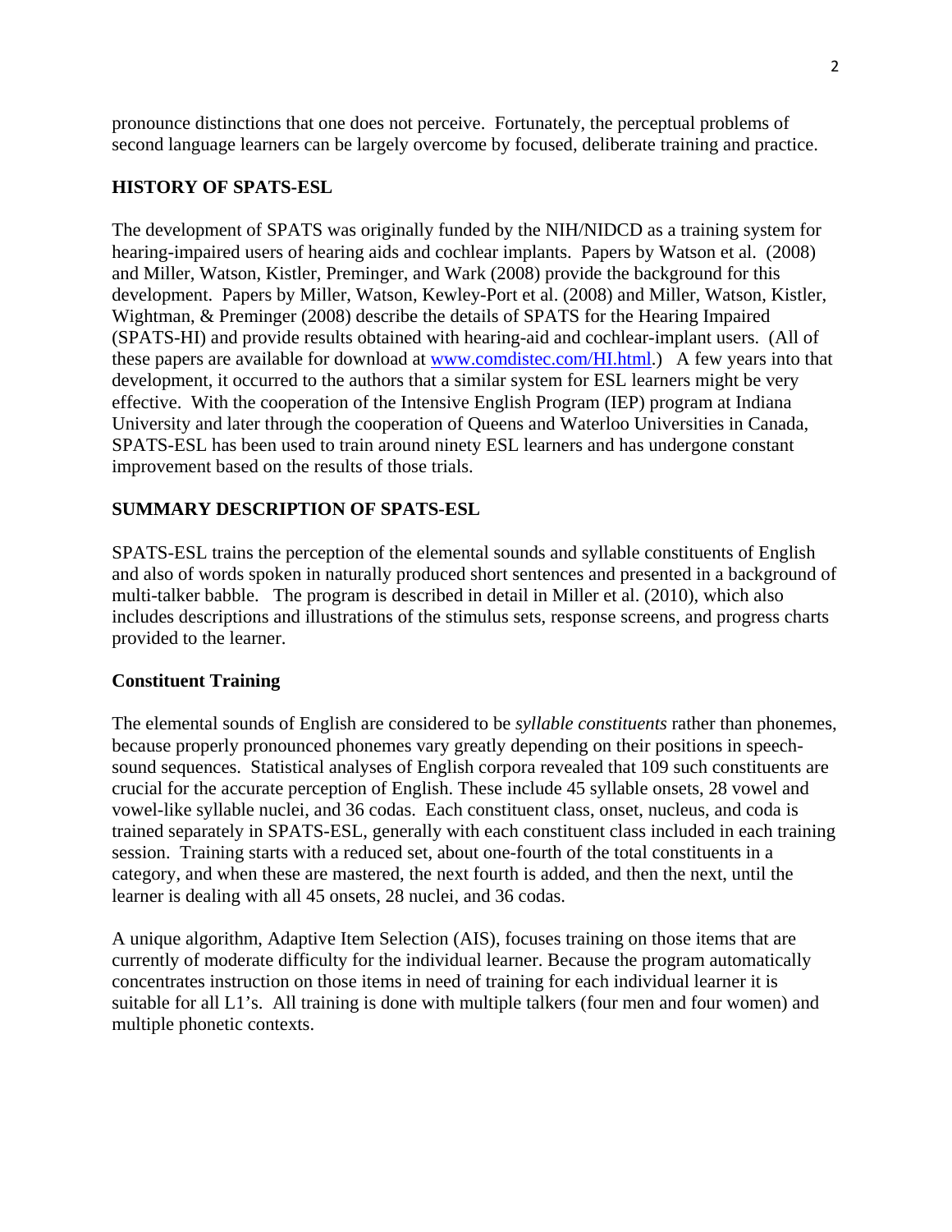pronounce distinctions that one does not perceive. Fortunately, the perceptual problems of second language learners can be largely overcome by focused, deliberate training and practice.

## HISTORY OF SPATS-ESL

The development of SPATS was originally funded by the NIH/NIDCD as a training system for hearing-impaired users of hearing aids and cochlear implants. Papers by Watson et al. (2008) and Miller, Watson, Kistler, Preminger, and Wark (2008) provide the background for this development. Papers by Miller, Watson, Kewley-Port et al. (2008) and Miller, Watson, Kistler, Wightman, & Preminger (2008) describe the details of SPATS for the Hearing Impaired (SPATS-HI) and provide results obtained with hearing-aid and cochlear-implant users. (All of these papers are available for download at [www.comdistec.com/HI.html](www.comdistec.com/HI.html).) A few years into that development, it occurred to the authors that a similar system for ESL learners might be very effective. With the cooperation of the Intensive English Program (IEP) program at Indiana University and later through the cooperation of Queens and Waterloo Universities in Canada, SPATS-ESL has been used to train around ninety ESL learners and has undergone constant improvement based on the results of those trials.

## SUMMARY DESCRIPTION OF SPATS-ESL

SPATS-ESL trains the perception of the elemental sounds and syllable constituents of English and also of words spoken in naturally produced short sentences and presented in a background of multi-talker babble. The program is described in detail in Miller et al. (2010), which also includes descriptions and illustrations of the stimulus sets, response screens, and progress charts provided to the learner.

### Constituent Training

The elemental sounds of English are considered to be *syllable constituents* rather than phonemes, because properly pronounced phonemes vary greatly depending on their positions in speech-sound sequences. Statistical analyses of English corpora revealed that 109 such constituents are crucial for the accurate perception of English. These include 45 syllable onsets, 28 vowel and vowel-like syllable nuclei, and 36 codas. Each constituent class, onset, nucleus, and coda is trained separately in SPATS-ESL, generally with each constituent class included in each training session. Training starts with a reduced set, about one-fourth of the total constituents in a category, and when these are mastered, the next fourth is added, and then the next, until the learner is dealing with all 45 onsets, 28 nuclei, and 36 codas.

A unique algorithm, Adaptive Item Selection (AIS), focuses training on those items that are currently of moderate difficulty for the individual learner. Because the program automatically concentrates instruction on those items in need of training for each individual learner it is suitable for all L1's. All training is done with multiple talkers (four men and four women) and multiple phonetic contexts.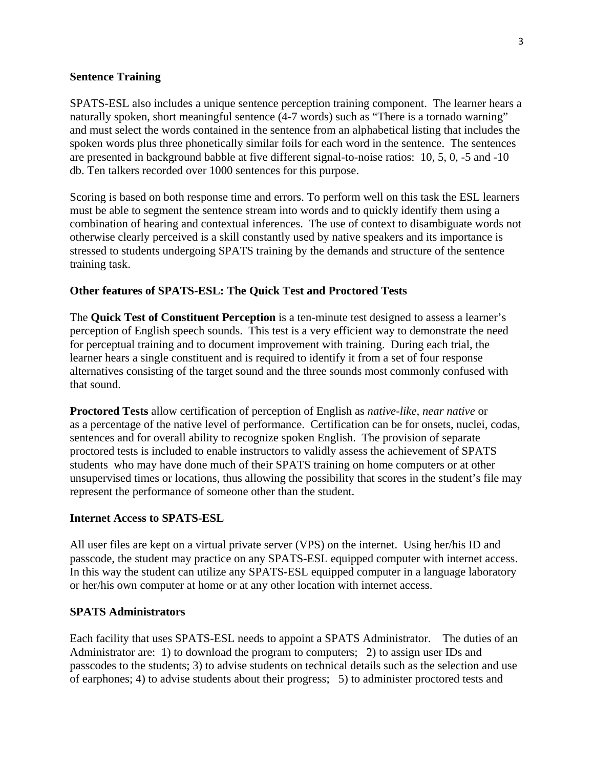**Sentence Training**

SPATS-ESL also includes a unique sentence perception training component. The learner hears a naturally spoken, short meaningful sentence (4-7 words) such as "There is a tornado warning" and must select the words contained in the sentence from an alphabetical listing that includes the spoken words plus three phonetically similar foils for each word in the sentence. The sentences are presented in background babble at five different signal-to-noise ratios: 10, 5, 0, -5 and -10 db. Ten talkers recorded over 1000 sentences for this purpose.

Scoring is based on both response time and errors. To perform well on this task the ESL learners must be able to segment the sentence stream into words and to quickly identify them using a combination of hearing and contextual inferences. The use of context to disambiguate words not otherwise clearly perceived is a skill constantly used by native speakers and its importance is stressed to students undergoing SPATS training by the demands and structure of the sentence training task.

**Other features of SPATS-ESL: The Quick Test and Proctored Tests**

The **Quick Test of Constituent Perception** is a ten-minute test designed to assess a learner's perception of English speech sounds. This test is a very efficient way to demonstrate the need for perceptual training and to document improvement with training. During each trial, the learner hears a single constituent and is required to identify it from a set of four response alternatives consisting of the target sound and the three sounds most commonly confused with that sound.

**Proctored Tests** allow certification of perception of English as *native-like*, *near native* or as a percentage of the native level of performance. Certification can be for onsets, nuclei, codas, sentences and for overall ability to recognize spoken English. The provision of separate proctored tests is included to enable instructors to validly assess the achievement of SPATS students who may have done much of their SPATS training on home computers or at other unsupervised times or locations, thus allowing the possibility that scores in the student's file may represent the performance of someone other than the student.

**Internet Access to SPATS-ESL**

All user files are kept on a virtual private server (VPS) on the internet. Using her/his ID and passcode, the student may practice on any SPATS-ESL equipped computer with internet access. In this way the student can utilize any SPATS-ESL equipped computer in a language laboratory or her/his own computer at home or at any other location with internet access.

**SPATS Administrators**

Each facility that uses SPATS-ESL needs to appoint a SPATS Administrator. The duties of an Administrator are: 1) to download the program to computers; 2) to assign user IDs and passcodes to the students; 3) to advise students on technical details such as the selection and use of earphones; 4) to advise students about their progress; 5) to administer proctored tests and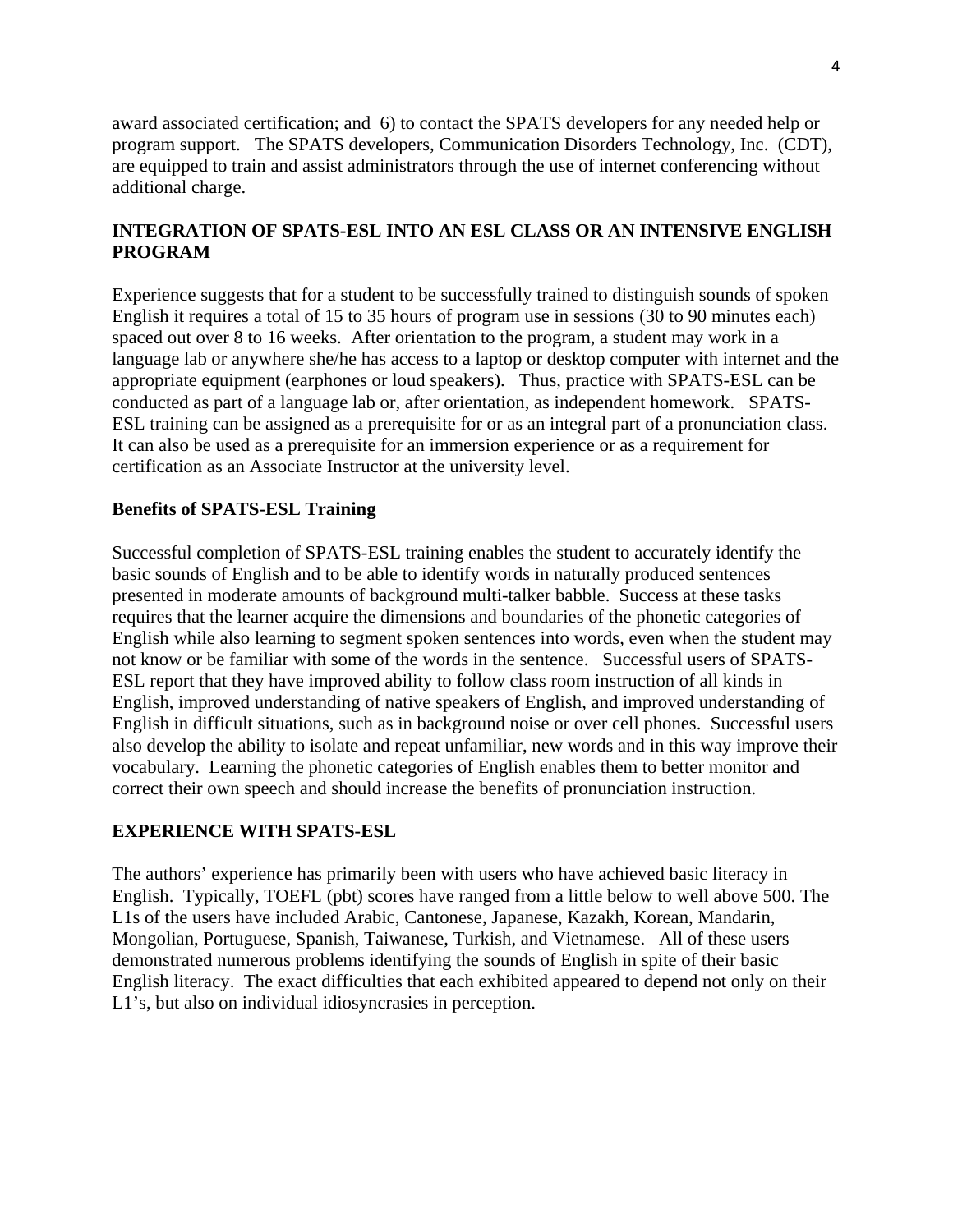award associated certification; and 6) to contact the SPATS developers for any needed help or program support. The SPATS developers, Communication Disorders Technology, Inc. (CDT), are equipped to train and assist administrators through the use of internet conferencing without additional charge.

## INTEGRATION OF SPATS-ESL INTO AN ESL CLASS OR AN INTENSIVE ENGLISH PROGRAM

Experience suggests that for a student to be successfully trained to distinguish sounds of spoken English it requires a total of 15 to 35 hours of program use in sessions (30 to 90 minutes each) spaced out over 8 to 16 weeks. After orientation to the program, a student may work in a language lab or anywhere she/he has access to a laptop or desktop computer with internet and the appropriate equipment (earphones or loud speakers). Thus, practice with SPATS-ESL can be conducted as part of a language lab or, after orientation, as independent homework. SPATS-ESL training can be assigned as a prerequisite for or as an integral part of a pronunciation class. It can also be used as a prerequisite for an immersion experience or as a requirement for certification as an Associate Instructor at the university level.

### Benefits of SPATS-ESL Training

Successful completion of SPATS-ESL training enables the student to accurately identify the basic sounds of English and to be able to identify words in naturally produced sentences presented in moderate amounts of background multi-talker babble. Success at these tasks requires that the learner acquire the dimensions and boundaries of the phonetic categories of English while also learning to segment spoken sentences into words, even when the student may not know or be familiar with some of the words in the sentence. Successful users of SPATS-ESL report that they have improved ability to follow class room instruction of all kinds in English, improved understanding of native speakers of English, and improved understanding of English in difficult situations, such as in background noise or over cell phones. Successful users also develop the ability to isolate and repeat unfamiliar, new words and in this way improve their vocabulary. Learning the phonetic categories of English enables them to better monitor and correct their own speech and should increase the benefits of pronunciation instruction.

## EXPERIENCE WITH SPATS-ESL

The authors' experience has primarily been with users who have achieved basic literacy in English. Typically, TOEFL (pbt) scores have ranged from a little below to well above 500. The L1s of the users have included Arabic, Cantonese, Japanese, Kazakh, Korean, Mandarin, Mongolian, Portuguese, Spanish, Taiwanese, Turkish, and Vietnamese. All of these users demonstrated numerous problems identifying the sounds of English in spite of their basic English literacy. The exact difficulties that each exhibited appeared to depend not only on their L1's, but also on individual idiosyncrasies in perception.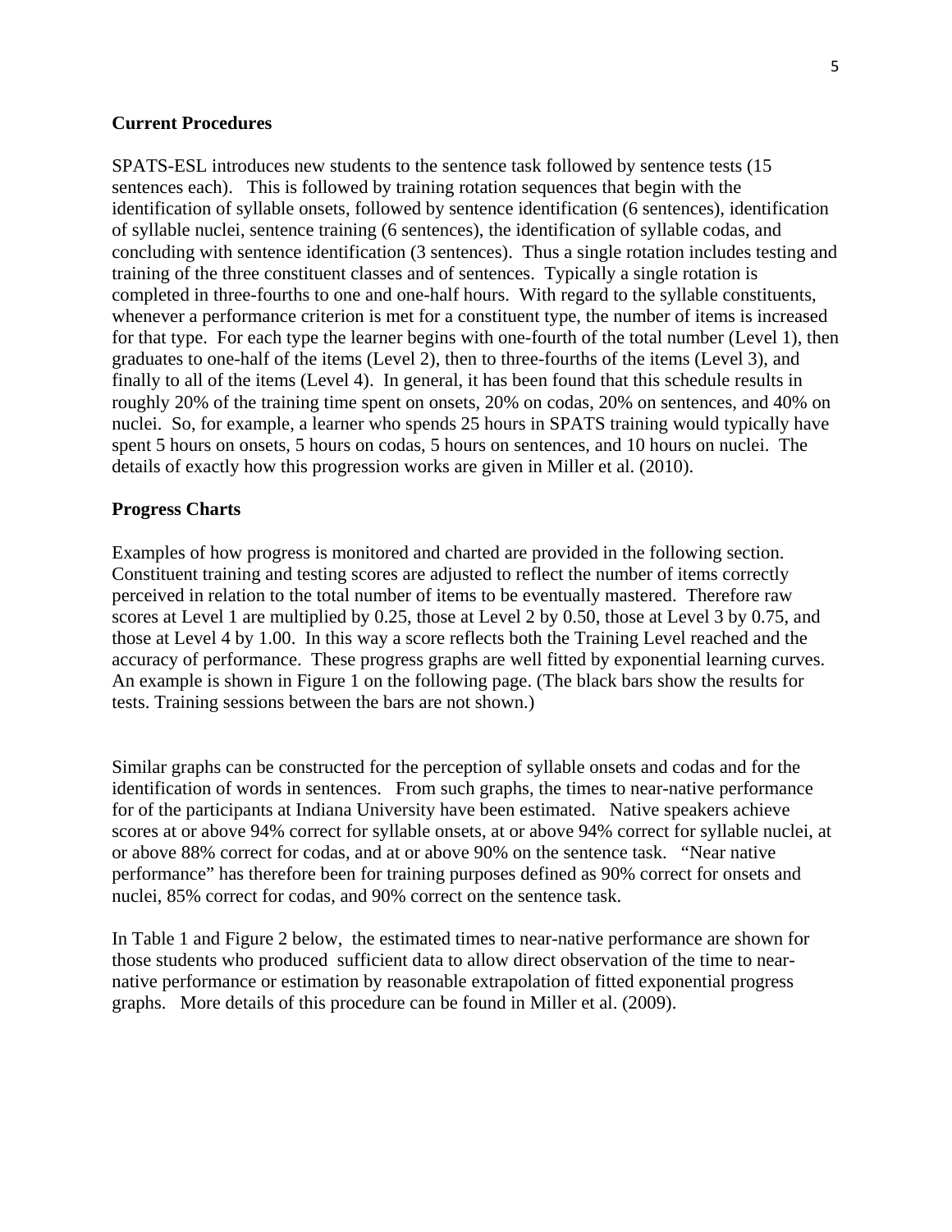## Current Procedures

SPATS-ESL introduces new students to the sentence task followed by sentence tests (15 sentences each). This is followed by training rotation sequences that begin with the identification of syllable onsets, followed by sentence identification (6 sentences), identification of syllable nuclei, sentence training (6 sentences), the identification of syllable codas, and concluding with sentence identification (3 sentences). Thus a single rotation includes testing and training of the three constituent classes and of sentences. Typically a single rotation is completed in three-fourths to one and one-half hours. With regard to the syllable constituents, whenever a performance criterion is met for a constituent type, the number of items is increased for that type. For each type the learner begins with one-fourth of the total number (Level 1), then graduates to one-half of the items (Level 2), then to three-fourths of the items (Level 3), and finally to all of the items (Level 4). In general, it has been found that this schedule results in roughly 20% of the training time spent on onsets, 20% on codas, 20% on sentences, and 40% on nuclei. So, for example, a learner who spends 25 hours in SPATS training would typically have spent 5 hours on onsets, 5 hours on codas, 5 hours on sentences, and 10 hours on nuclei. The details of exactly how this progression works are given in Miller et al. (2010).

## Progress Charts

Examples of how progress is monitored and charted are provided in the following section. Constituent training and testing scores are adjusted to reflect the number of items correctly perceived in relation to the total number of items to be eventually mastered. Therefore raw scores at Level 1 are multiplied by 0.25, those at Level 2 by 0.50, those at Level 3 by 0.75, and those at Level 4 by 1.00. In this way a score reflects both the Training Level reached and the accuracy of performance. These progress graphs are well fitted by exponential learning curves. An example is shown in Figure 1 on the following page. (The black bars show the results for tests. Training sessions between the bars are not shown.)

Similar graphs can be constructed for the perception of syllable onsets and codas and for the identification of words in sentences. From such graphs, the times to near-native performance for of the participants at Indiana University have been estimated. Native speakers achieve scores at or above 94% correct for syllable onsets, at or above 94% correct for syllable nuclei, at or above 88% correct for codas, and at or above 90% on the sentence task. "Near native performance" has therefore been for training purposes defined as 90% correct for onsets and nuclei, 85% correct for codas, and 90% correct on the sentence task.

In Table 1 and Figure 2 below, the estimated times to near-native performance are shown for those students who produced sufficient data to allow direct observation of the time to near-native performance or estimation by reasonable extrapolation of fitted exponential progress graphs. More details of this procedure can be found in Miller et al. (2009).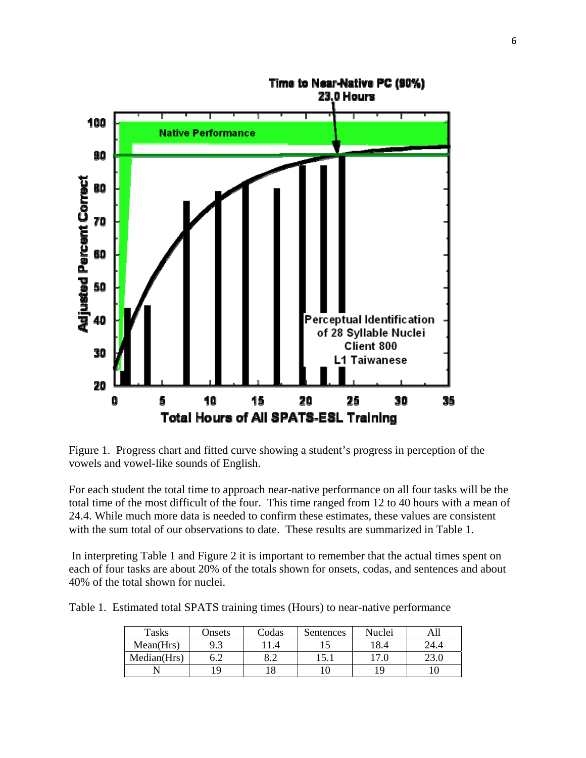Figure 1. Progress chart and fitted curve showing a student's progress in perception of the vowels and vowel-like sounds of English.

For each student the total time to approach near-native performance on all four tasks will be the total time of the most difficult of the four. This time ranged from 12 to 40 hours with a mean of 24.4. While much more data is needed to confirm these estimates, these values are consistent with the sum total of our observations to date. These results are summarized in Table 1.

In interpreting Table 1 and Figure 2 it is important to remember that the actual times spent on each of four tasks are about 20% of the totals shown for onsets, codas, and sentences and about 40% of the total shown for nuclei.

Table 1. Estimated total SPATS training times (Hours) to near-native performance

| Tasks | Onsets | Codas | Sentences | Nuclei | All |
|---|---|---|---|---|---|
| Mean(Hrs) | 9.3 | 11.4 | 15 | 18.4 | 24.4 |
| Median(Hrs) | 6.2 | 8.2 | 15.1 | 17.0 | 23.0 |
| N | 19 | 18 | 10 | 19 | 10 |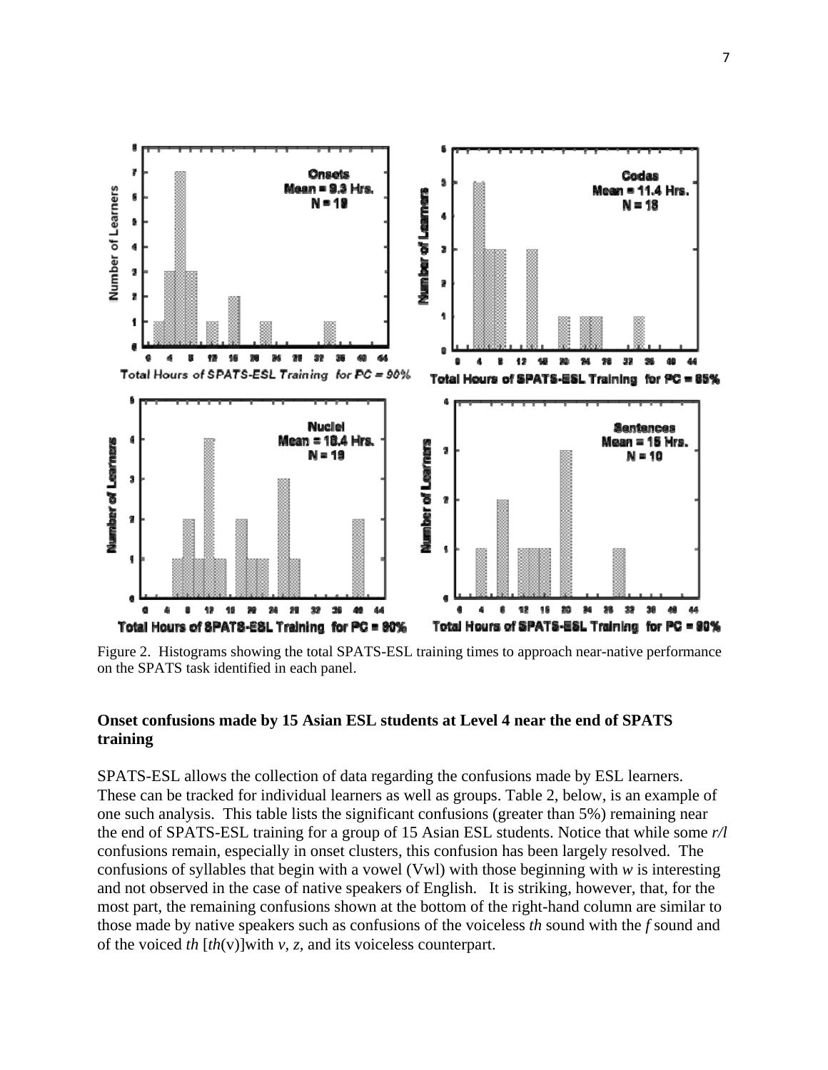Figure 2. Histograms showing the total SPATS-ESL training times to approach near-native performance on the SPATS task identified in each panel.

**Onset confusions made by 15 Asian ESL students at Level 4 near the end of SPATS training**

SPATS-ESL allows the collection of data regarding the confusions made by ESL learners. These can be tracked for individual learners as well as groups. Table 2, below, is an example of one such analysis. This table lists the significant confusions (greater than 5%) remaining near the end of SPATS-ESL training for a group of 15 Asian ESL students. Notice that while some *r/l* confusions remain, especially in onset clusters, this confusion has been largely resolved. The confusions of syllables that begin with a vowel (Vwl) with those beginning with *w* is interesting and not observed in the case of native speakers of English. It is striking, however, that, for the most part, the remaining confusions shown at the bottom of the right-hand column are similar to those made by native speakers such as confusions of the voiceless *th* sound with the *f* sound and of the voiced *th* [*th*(v)]with *v*, *z*, and its voiceless counterpart.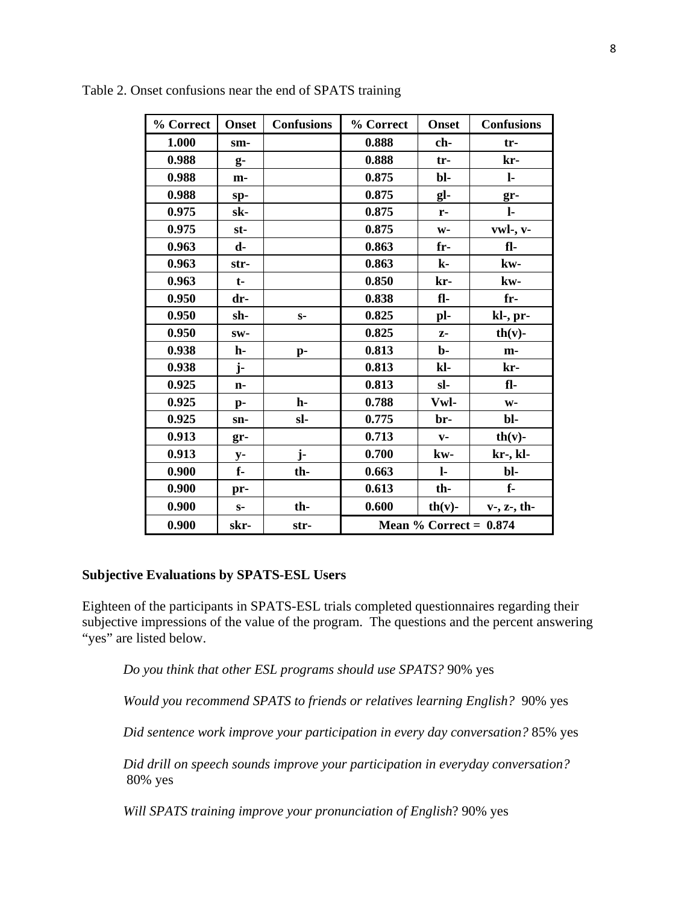Table 2. Onset confusions near the end of SPATS training

| % Correct | Onset | Confusions | % Correct | Onset | Confusions |
|---|---|---|---|---|---|
| 1.000 | sm- | | 0.888 | ch- | tr- |
| 0.988 | g- | | 0.888 | tr- | kr- |
| 0.988 | m- | | 0.875 | bl- | l- |
| 0.988 | sp- | | 0.875 | gl- | gr- |
| 0.975 | sk- | | 0.875 | r- | l- |
| 0.975 | st- | | 0.875 | w- | vwl-, v- |
| 0.963 | d- | | 0.863 | fr- | fl- |
| 0.963 | str- | | 0.863 | k- | kw- |
| 0.963 | t- | | 0.850 | kr- | kw- |
| 0.950 | dr- | | 0.838 | fl- | fr- |
| 0.950 | sh- | s- | 0.825 | pl- | kl-, pr- |
| 0.950 | sw- | | 0.825 | z- | th(v)- |
| 0.938 | h- | p- | 0.813 | b- | m- |
| 0.938 | j- | | 0.813 | kl- | kr- |
| 0.925 | n- | | 0.813 | sl- | fl- |
| 0.925 | p- | h- | 0.788 | Vwl- | w- |
| 0.925 | sn- | sl- | 0.775 | br- | bl- |
| 0.913 | gr- | | 0.713 | v- | th(v)- |
| 0.913 | y- | j- | 0.700 | kw- | kr-, kl- |
| 0.900 | f- | th- | 0.663 | l- | bl- |
| 0.900 | pr- | | 0.613 | th- | f- |
| 0.900 | s- | th- | 0.600 | th(v)- | v-, z-, th- |
| 0.900 | skr- | str- | Mean % Correct = 0.874 | | |

### Subjective Evaluations by SPATS-ESL Users

Eighteen of the participants in SPATS-ESL trials completed questionnaires regarding their subjective impressions of the value of the program. The questions and the percent answering "yes" are listed below.

*Do you think that other ESL programs should use SPATS?* 90% yes

*Would you recommend SPATS to friends or relatives learning English?* 90% yes

*Did sentence work improve your participation in every day conversation?* 85% yes

*Did drill on speech sounds improve your participation in everyday conversation?* 80% yes

*Will SPATS training improve your pronunciation of English*? 90% yes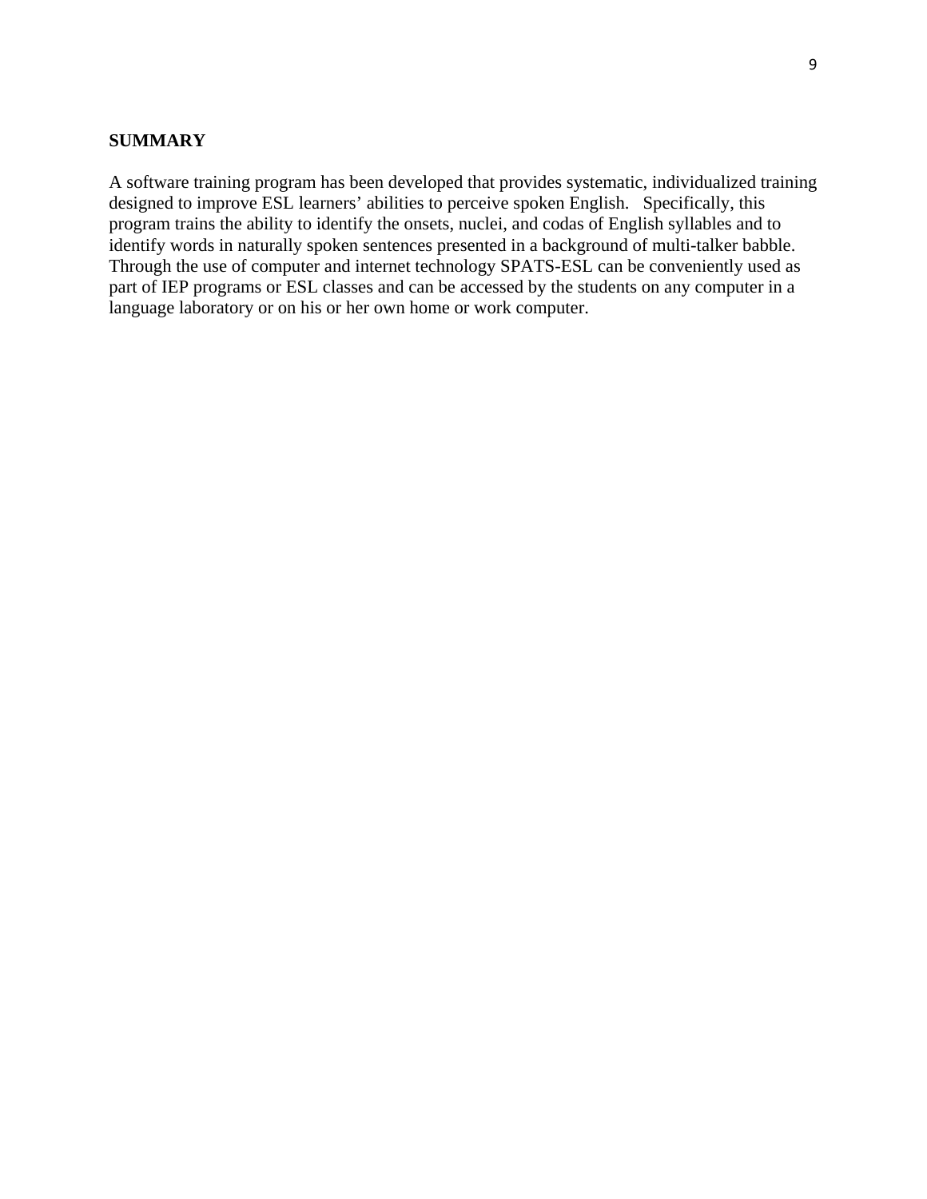## SUMMARY

A software training program has been developed that provides systematic, individualized training designed to improve ESL learners' abilities to perceive spoken English. Specifically, this program trains the ability to identify the onsets, nuclei, and codas of English syllables and to identify words in naturally spoken sentences presented in a background of multi-talker babble. Through the use of computer and internet technology SPATS-ESL can be conveniently used as part of IEP programs or ESL classes and can be accessed by the students on any computer in a language laboratory or on his or her own home or work computer.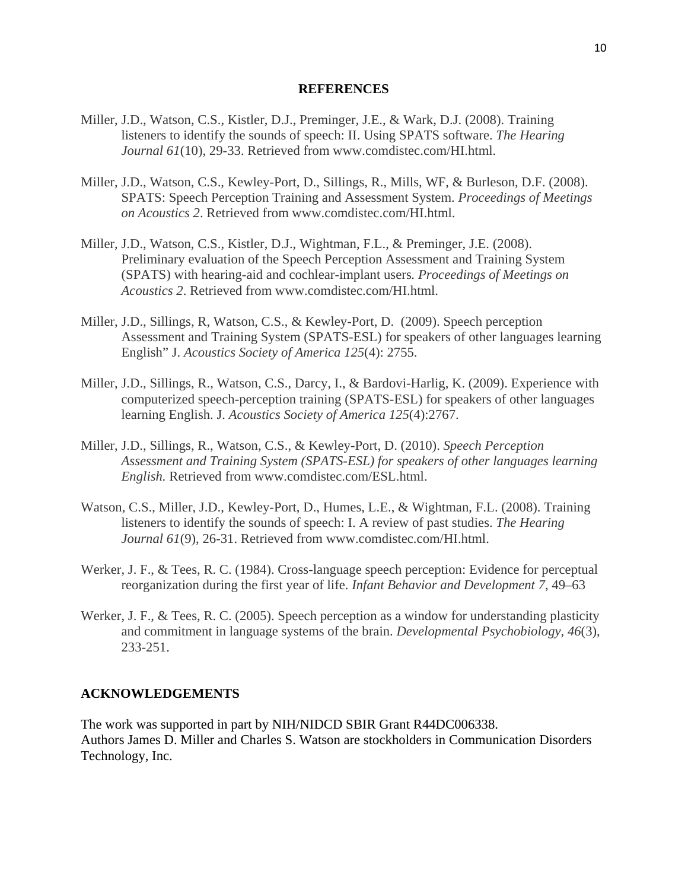## REFERENCES

Miller, J.D., Watson, C.S., Kistler, D.J., Preminger, J.E., & Wark, D.J. (2008). Training listeners to identify the sounds of speech: II. Using SPATS software. *The Hearing Journal 61*(10), 29-33. Retrieved from www.comdistec.com/HI.html.

Miller, J.D., Watson, C.S., Kewley-Port, D., Sillings, R., Mills, WF, & Burleson, D.F. (2008). SPATS: Speech Perception Training and Assessment System. *Proceedings of Meetings on Acoustics 2*. Retrieved from www.comdistec.com/HI.html.

Miller, J.D., Watson, C.S., Kistler, D.J., Wightman, F.L., & Preminger, J.E. (2008). Preliminary evaluation of the Speech Perception Assessment and Training System (SPATS) with hearing-aid and cochlear-implant users. *Proceedings of Meetings on Acoustics 2*. Retrieved from www.comdistec.com/HI.html.

Miller, J.D., Sillings, R, Watson, C.S., & Kewley-Port, D. (2009). Speech perception Assessment and Training System (SPATS-ESL) for speakers of other languages learning English" J. *Acoustics Society of America 125*(4): 2755.

Miller, J.D., Sillings, R., Watson, C.S., Darcy, I., & Bardovi-Harlig, K. (2009). Experience with computerized speech-perception training (SPATS-ESL) for speakers of other languages learning English. J. *Acoustics Society of America 125*(4):2767.

Miller, J.D., Sillings, R., Watson, C.S., & Kewley-Port, D. (2010). *Speech Perception Assessment and Training System (SPATS-ESL) for speakers of other languages learning English.* Retrieved from www.comdistec.com/ESL.html.

Watson, C.S., Miller, J.D., Kewley-Port, D., Humes, L.E., & Wightman, F.L. (2008). Training listeners to identify the sounds of speech: I. A review of past studies. *The Hearing Journal 61*(9), 26-31. Retrieved from www.comdistec.com/HI.html.

Werker, J. F., & Tees, R. C. (1984). Cross-language speech perception: Evidence for perceptual reorganization during the first year of life. *Infant Behavior and Development 7*, 49–63

Werker, J. F., & Tees, R. C. (2005). Speech perception as a window for understanding plasticity and commitment in language systems of the brain. *Developmental Psychobiology*, *46*(3), 233-251.

## ACKNOWLEDGEMENTS

The work was supported in part by NIH/NIDCD SBIR Grant R44DC006338.
Authors James D. Miller and Charles S. Watson are stockholders in Communication Disorders Technology, Inc.